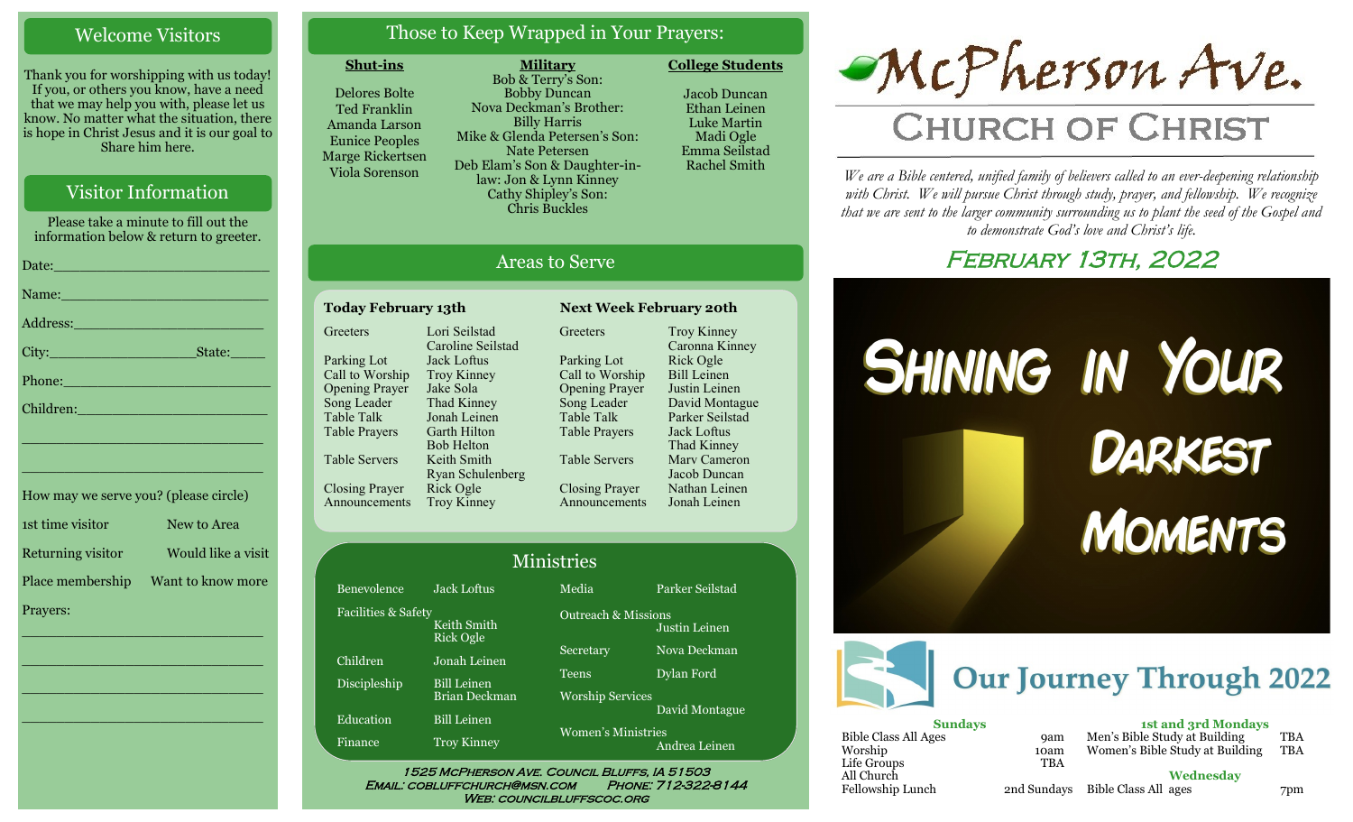## Welcome Visitors

Thank you for worshipping with us today! If you, or others you know, have a need that we may help you with, please let us know. No matter what the situation, there is hope in Christ Jesus and it is our goal to Share him here.

## Visitor Information

Please take a minute to fill out the information below & return to greeter.

Date:___________________________

Name:__________________________

Address:________________________

City:__________________State:_____

Phone:__________________________

Children:________________________

________________________________

________________________________

How may we serve you? (please circle)

| | |
|---|---|
| 1st time visitor | New to Area |
| Returning visitor | Would like a visit |
| Place membership | Want to know more |

Prayers:

________________________________

________________________________

________________________________

________________________________

## Those to Keep Wrapped in Your Prayers:

**Shut-ins**

Delores Bolte
Ted Franklin
Amanda Larson
Eunice Peoples
Marge Rickertsen
Viola Sorenson

**Military**

Bob & Terry's Son: Bobby Duncan
Nova Deckman's Brother: Billy Harris
Mike & Glenda Petersen's Son: Nate Petersen
Deb Elam's Son & Daughter-in-law: Jon & Lynn Kinney
Cathy Shipley's Son: Chris Buckles

**College Students**

Jacob Duncan
Ethan Leinen
Luke Martin
Madi Ogle
Emma Seilstad
Rachel Smith

## Areas to Serve

**Today February 13th**

| | |
|---|---|
| Greeters | Lori Seilstad, Caroline Seilstad |
| Parking Lot | Jack Loftus |
| Call to Worship | Troy Kinney |
| Opening Prayer | Jake Sola |
| Song Leader | Thad Kinney |
| Table Talk | Jonah Leinen |
| Table Prayers | Garth Hilton, Bob Helton |
| Table Servers | Keith Smith, Ryan Schulenberg |
| Closing Prayer | Rick Ogle |
| Announcements | Troy Kinney |

**Next Week February 20th**

| | |
|---|---|
| Greeters | Troy Kinney, Caronna Kinney |
| Parking Lot | Rick Ogle |
| Call to Worship | Bill Leinen |
| Opening Prayer | Justin Leinen |
| Song Leader | David Montague |
| Table Talk | Parker Seilstad |
| Table Prayers | Jack Loftus, Thad Kinney |
| Table Servers | Marv Cameron, Jacob Duncan |
| Closing Prayer | Nathan Leinen |
| Announcements | Jonah Leinen |

## Ministries

| | |
|---|---|
| Benevolence | Jack Loftus |
| Facilities & Safety | Keith Smith, Rick Ogle |
| Children | Jonah Leinen |
| Discipleship | Bill Leinen, Brian Deckman |
| Education | Bill Leinen |
| Finance | Troy Kinney |
| Media | Parker Seilstad |
| Outreach & Missions | Justin Leinen |
| Secretary | Nova Deckman |
| Teens | Dylan Ford |
| Worship Services | David Montague |
| Women's Ministries | Andrea Leinen |

1525 McPherson Ave. Council Bluffs, IA 51503
Email: cobluffchurch@msn.com Phone: 712-322-8144
Web: councilbluffscoc.org

# McPherson Ave. Church of Christ

*We are a Bible centered, unified family of believers called to an ever-deepening relationship with Christ. We will pursue Christ through study, prayer, and fellowship. We recognize that we are sent to the larger community surrounding us to plant the seed of the Gospel and to demonstrate God's love and Christ's life.*

## February 13th, 2022

# Shining in Your Darkest Moments

## Our Journey Through 2022

**Sundays**

| | |
|---|---|
| Bible Class All Ages | 9am |
| Worship | 10am |
| Life Groups | TBA |
| All Church Fellowship Lunch | 2nd Sundays |

**1st and 3rd Mondays**

| | |
|---|---|
| Men's Bible Study at Building | TBA |
| Women's Bible Study at Building | TBA |

**Wednesday**

| | |
|---|---|
| Bible Class All ages | 7pm |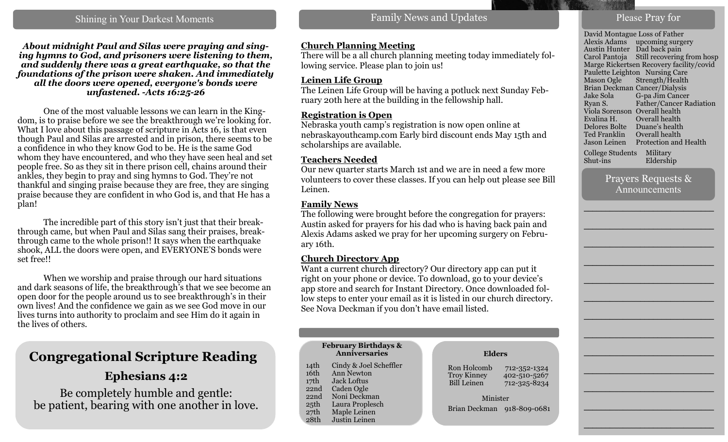## Shining in Your Darkest Moments

***About midnight Paul and Silas were praying and singing hymns to God, and prisoners were listening to them, and suddenly there was a great earthquake, so that the foundations of the prison were shaken. And immediately all the doors were opened, everyone's bonds were unfastened. -Acts 16:25-26***

One of the most valuable lessons we can learn in the Kingdom, is to praise before we see the breakthrough we're looking for. What I love about this passage of scripture in Acts 16, is that even though Paul and Silas are arrested and in prison, there seems to be a confidence in who they know God to be. He is the same God whom they have encountered, and who they have seen heal and set people free. So as they sit in there prison cell, chains around their ankles, they begin to pray and sing hymns to God. They're not thankful and singing praise because they are free, they are singing praise because they are confident in who God is, and that He has a plan!

The incredible part of this story isn't just that their breakthrough came, but when Paul and Silas sang their praises, breakthrough came to the whole prison!! It says when the earthquake shook, ALL the doors were open, and EVERYONE'S bonds were set free!!

When we worship and praise through our hard situations and dark seasons of life, the breakthrough's that we see become an open door for the people around us to see breakthrough's in their own lives! And the confidence we gain as we see God move in our lives turns into authority to proclaim and see Him do it again in the lives of others.

# Congregational Scripture Reading

## Ephesians 4:2

Be completely humble and gentle:
be patient, bearing with one another in love.

## Family News and Updates

**Church Planning Meeting**
There will be a all church planning meeting today immediately following service. Please plan to join us!

**Leinen Life Group**
The Leinen Life Group will be having a potluck next Sunday February 20th here at the building in the fellowship hall.

**Registration is Open**
Nebraska youth camp's registration is now open online at nebraskayouthcamp.com Early bird discount ends May 15th and scholarships are available.

**Teachers Needed**
Our new quarter starts March 1st and we are in need a few more volunteers to cover these classes. If you can help out please see Bill Leinen.

**Family News**
The following were brought before the congregation for prayers: Austin asked for prayers for his dad who is having back pain and Alexis Adams asked we pray for her upcoming surgery on February 16th.

**Church Directory App**
Want a current church directory? Our directory app can put it right on your phone or device. To download, go to your device's app store and search for Instant Directory. Once downloaded follow steps to enter your email as it is listed in our church directory. See Nova Deckman if you don't have email listed.

### February Birthdays & Anniversaries

| | |
|---|---|
| 14th | Cindy & Joel Scheffler |
| 16th | Ann Newton |
| 17th | Jack Loftus |
| 22nd | Caden Ogle |
| 22nd | Noni Deckman |
| 25th | Laura Proplesch |
| 27th | Maple Leinen |
| 28th | Justin Leinen |

### Elders

| | |
|---|---|
| Ron Holcomb | 712-352-1324 |
| Troy Kinney | 402-510-5267 |
| Bill Leinen | 712-325-8234 |

Minister

Brian Deckman 918-809-0681

## Please Pray for

| | |
|---|---|
| David Montague | Loss of Father |
| Alexis Adams | upcoming surgery |
| Austin Hunter | Dad back pain |
| Carol Pantoja | Still recovering from hosp |
| Marge Rickertsen | Recovery facility/covid |
| Paulette Leighton | Nursing Care |
| Mason Ogle | Strength/Health |
| Brian Deckman | Cancer/Dialysis |
| Jake Sola | G-pa Jim Cancer |
| Ryan S. | Father/Cancer Radiation |
| Viola Sorenson | Overall health |
| Evalina H. | Overall health |
| Delores Bolte | Duane's health |
| Ted Franklin | Overall health |
| Jason Leinen | Protection and Health |
| College Students | Military |
| Shut-ins | Eldership |

## Prayers Requests & Announcements

_______________________

_______________________

_______________________

_______________________

_______________________

_______________________

_______________________

_______________________

_______________________

_______________________

_______________________

_______________________

_______________________